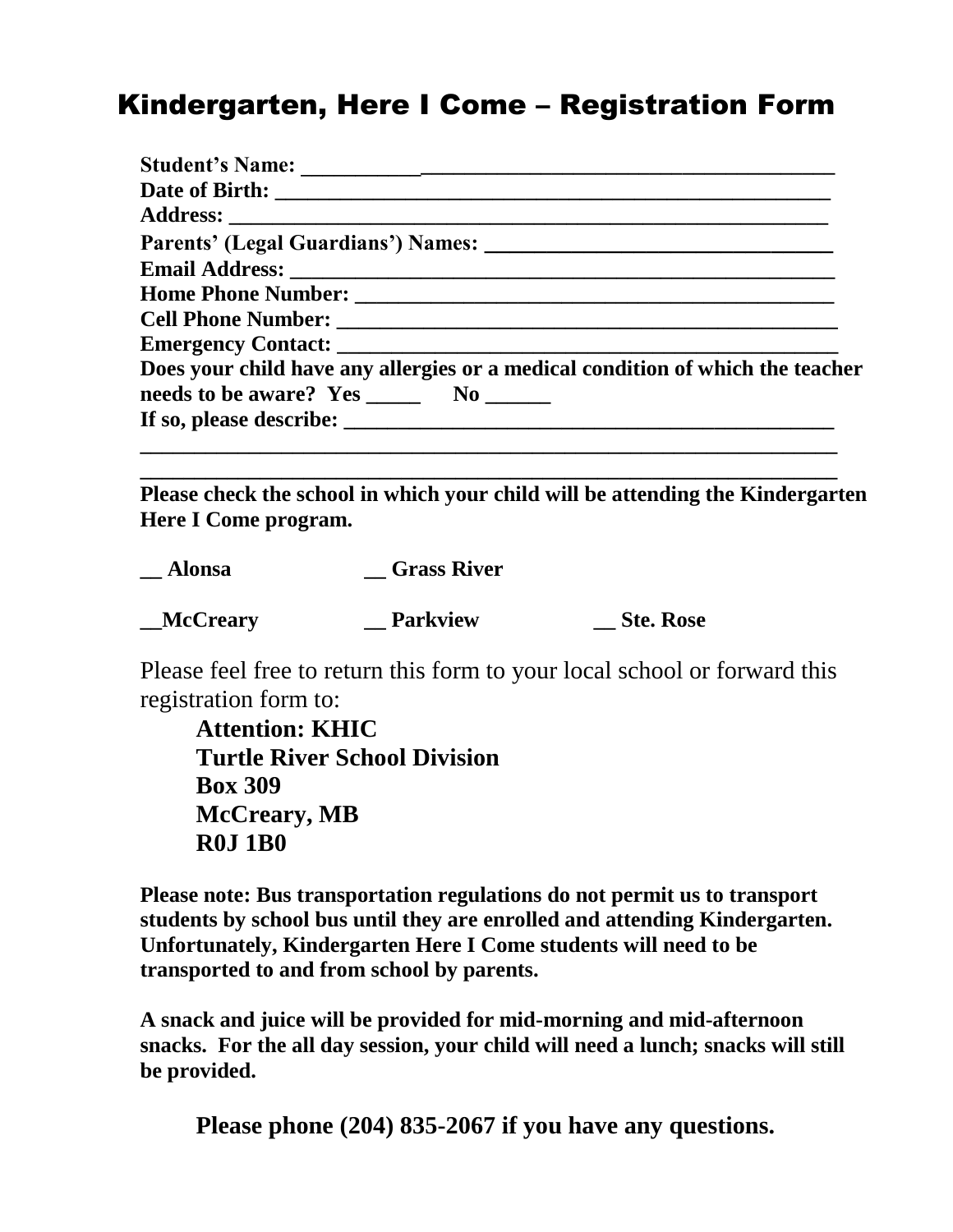# Kindergarten, Here I Come – Registration Form

**Student's Name: ___________________________________________________**
**Date of Birth: _____________________________________________________**
**Address: _________________________________________________________**
**Parents' (Legal Guardians') Names: _______________________________**
**Email Address: ____________________________________________________**
**Home Phone Number: _______________________________________________**
**Cell Phone Number: ________________________________________________**
**Emergency Contact: ________________________________________________**
**Does your child have any allergies or a medical condition of which the teacher needs to be aware? Yes _____ No ______**
**If so, please describe: _____________________________________________**
**___________________________________________________________________**
**___________________________________________________________________**

**Please check the school in which your child will be attending the Kindergarten Here I Come program.**

**__ Alonsa** **__ Grass River**

**__McCreary** **__ Parkview** **__ Ste. Rose**

Please feel free to return this form to your local school or forward this registration form to:

> **Attention: KHIC**
> **Turtle River School Division**
> **Box 309**
> **McCreary, MB**
> **R0J 1B0**

**Please note: Bus transportation regulations do not permit us to transport students by school bus until they are enrolled and attending Kindergarten. Unfortunately, Kindergarten Here I Come students will need to be transported to and from school by parents.**

**A snack and juice will be provided for mid-morning and mid-afternoon snacks. For the all day session, your child will need a lunch; snacks will still be provided.**

**Please phone (204) 835-2067 if you have any questions.**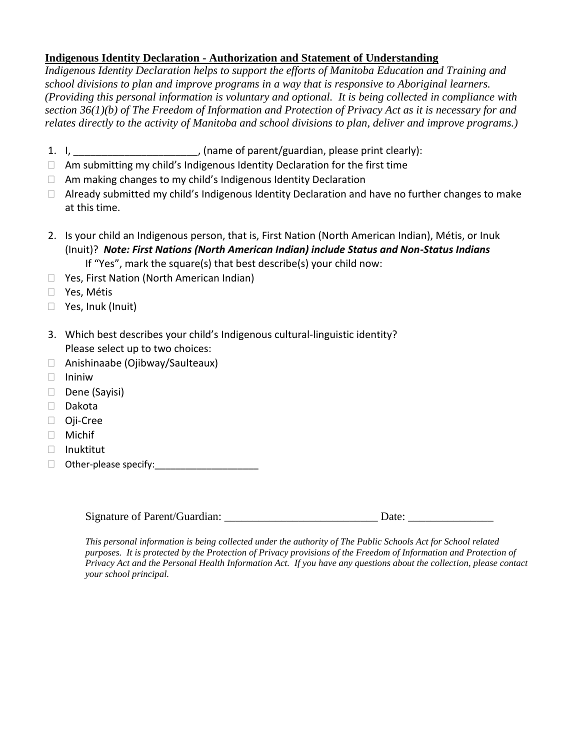**Indigenous Identity Declaration - Authorization and Statement of Understanding**

*Indigenous Identity Declaration helps to support the efforts of Manitoba Education and Training and school divisions to plan and improve programs in a way that is responsive to Aboriginal learners. (Providing this personal information is voluntary and optional. It is being collected in compliance with section 36(1)(b) of The Freedom of Information and Protection of Privacy Act as it is necessary for and relates directly to the activity of Manitoba and school divisions to plan, deliver and improve programs.)*

1. I, ______________________, (name of parent/guardian, please print clearly):

- ☐ Am submitting my child's Indigenous Identity Declaration for the first time
- ☐ Am making changes to my child's Indigenous Identity Declaration
- ☐ Already submitted my child's Indigenous Identity Declaration and have no further changes to make at this time.

2. Is your child an Indigenous person, that is, First Nation (North American Indian), Métis, or Inuk (Inuit)? ***Note: First Nations (North American Indian) include Status and Non-Status Indians***

   If "Yes", mark the square(s) that best describe(s) your child now:

- ☐ Yes, First Nation (North American Indian)
- ☐ Yes, Métis
- ☐ Yes, Inuk (Inuit)

3. Which best describes your child's Indigenous cultural-linguistic identity?
   Please select up to two choices:

- ☐ Anishinaabe (Ojibway/Saulteaux)
- ☐ Ininiw
- ☐ Dene (Sayisi)
- ☐ Dakota
- ☐ Oji-Cree
- ☐ Michif
- ☐ Inuktitut
- ☐ Other-please specify:____________________

Signature of Parent/Guardian: ___________________________ Date: _______________

*This personal information is being collected under the authority of The Public Schools Act for School related purposes. It is protected by the Protection of Privacy provisions of the Freedom of Information and Protection of Privacy Act and the Personal Health Information Act. If you have any questions about the collection, please contact your school principal.*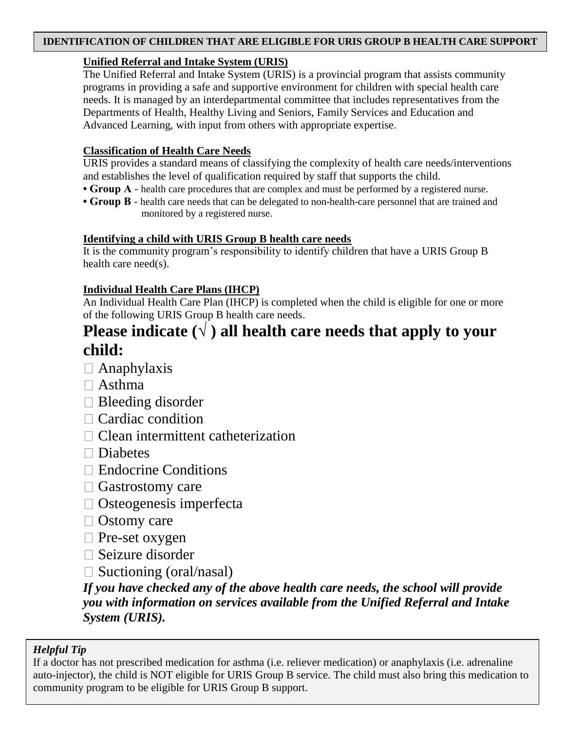## IDENTIFICATION OF CHILDREN THAT ARE ELIGIBLE FOR URIS GROUP B HEALTH CARE SUPPORT

### Unified Referral and Intake System (URIS)

The Unified Referral and Intake System (URIS) is a provincial program that assists community programs in providing a safe and supportive environment for children with special health care needs. It is managed by an interdepartmental committee that includes representatives from the Departments of Health, Healthy Living and Seniors, Family Services and Education and Advanced Learning, with input from others with appropriate expertise.

### Classification of Health Care Needs

URIS provides a standard means of classifying the complexity of health care needs/interventions and establishes the level of qualification required by staff that supports the child.

- **Group A** - health care procedures that are complex and must be performed by a registered nurse.
- **Group B** - health care needs that can be delegated to non-health-care personnel that are trained and monitored by a registered nurse.

### Identifying a child with URIS Group B health care needs

It is the community program's responsibility to identify children that have a URIS Group B health care need(s).

### Individual Health Care Plans (IHCP)

An Individual Health Care Plan (IHCP) is completed when the child is eligible for one or more of the following URIS Group B health care needs.

## Please indicate (√) all health care needs that apply to your child:

- ☐ Anaphylaxis
- ☐ Asthma
- ☐ Bleeding disorder
- ☐ Cardiac condition
- ☐ Clean intermittent catheterization
- ☐ Diabetes
- ☐ Endocrine Conditions
- ☐ Gastrostomy care
- ☐ Osteogenesis imperfecta
- ☐ Ostomy care
- ☐ Pre-set oxygen
- ☐ Seizure disorder
- ☐ Suctioning (oral/nasal)

***If you have checked any of the above health care needs, the school will provide you with information on services available from the Unified Referral and Intake System (URIS).***

***Helpful Tip***

If a doctor has not prescribed medication for asthma (i.e. reliever medication) or anaphylaxis (i.e. adrenaline auto-injector), the child is NOT eligible for URIS Group B service. The child must also bring this medication to community program to be eligible for URIS Group B support.